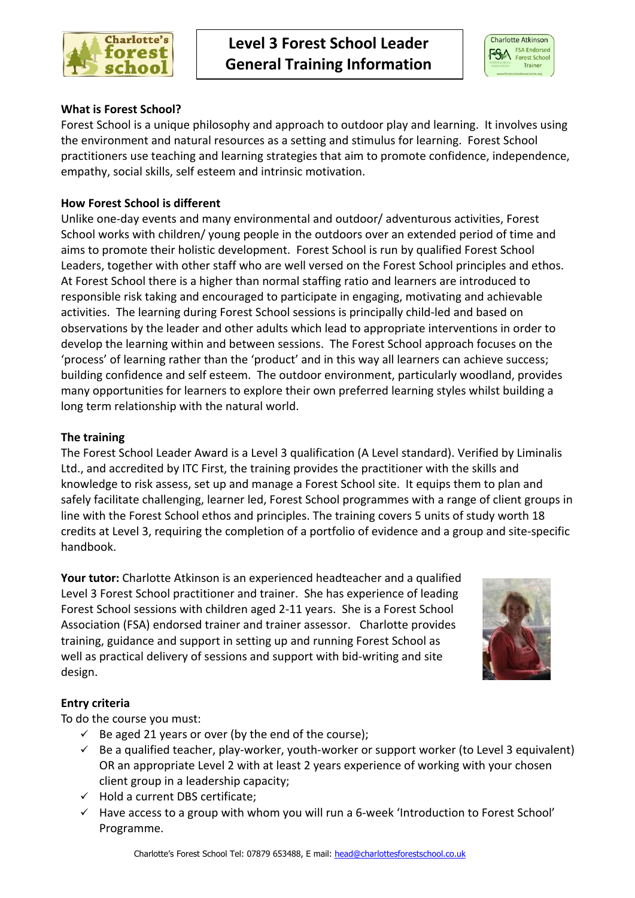# Level 3 Forest School Leader General Training Information

### What is Forest School?

Forest School is a unique philosophy and approach to outdoor play and learning. It involves using the environment and natural resources as a setting and stimulus for learning. Forest School practitioners use teaching and learning strategies that aim to promote confidence, independence, empathy, social skills, self esteem and intrinsic motivation.

### How Forest School is different

Unlike one-day events and many environmental and outdoor/ adventurous activities, Forest School works with children/ young people in the outdoors over an extended period of time and aims to promote their holistic development. Forest School is run by qualified Forest School Leaders, together with other staff who are well versed on the Forest School principles and ethos. At Forest School there is a higher than normal staffing ratio and learners are introduced to responsible risk taking and encouraged to participate in engaging, motivating and achievable activities. The learning during Forest School sessions is principally child-led and based on observations by the leader and other adults which lead to appropriate interventions in order to develop the learning within and between sessions. The Forest School approach focuses on the 'process' of learning rather than the 'product' and in this way all learners can achieve success; building confidence and self esteem. The outdoor environment, particularly woodland, provides many opportunities for learners to explore their own preferred learning styles whilst building a long term relationship with the natural world.

### The training

The Forest School Leader Award is a Level 3 qualification (A Level standard). Verified by Liminalis Ltd., and accredited by ITC First, the training provides the practitioner with the skills and knowledge to risk assess, set up and manage a Forest School site. It equips them to plan and safely facilitate challenging, learner led, Forest School programmes with a range of client groups in line with the Forest School ethos and principles. The training covers 5 units of study worth 18 credits at Level 3, requiring the completion of a portfolio of evidence and a group and site-specific handbook.

**Your tutor:** Charlotte Atkinson is an experienced headteacher and a qualified Level 3 Forest School practitioner and trainer. She has experience of leading Forest School sessions with children aged 2-11 years. She is a Forest School Association (FSA) endorsed trainer and trainer assessor. Charlotte provides training, guidance and support in setting up and running Forest School as well as practical delivery of sessions and support with bid-writing and site design.

### Entry criteria

To do the course you must:

- ✓ Be aged 21 years or over (by the end of the course);
- ✓ Be a qualified teacher, play-worker, youth-worker or support worker (to Level 3 equivalent) OR an appropriate Level 2 with at least 2 years experience of working with your chosen client group in a leadership capacity;
- ✓ Hold a current DBS certificate;
- ✓ Have access to a group with whom you will run a 6-week 'Introduction to Forest School' Programme.

Charlotte's Forest School Tel: 07879 653488, E mail: head@charlottesforestschool.co.uk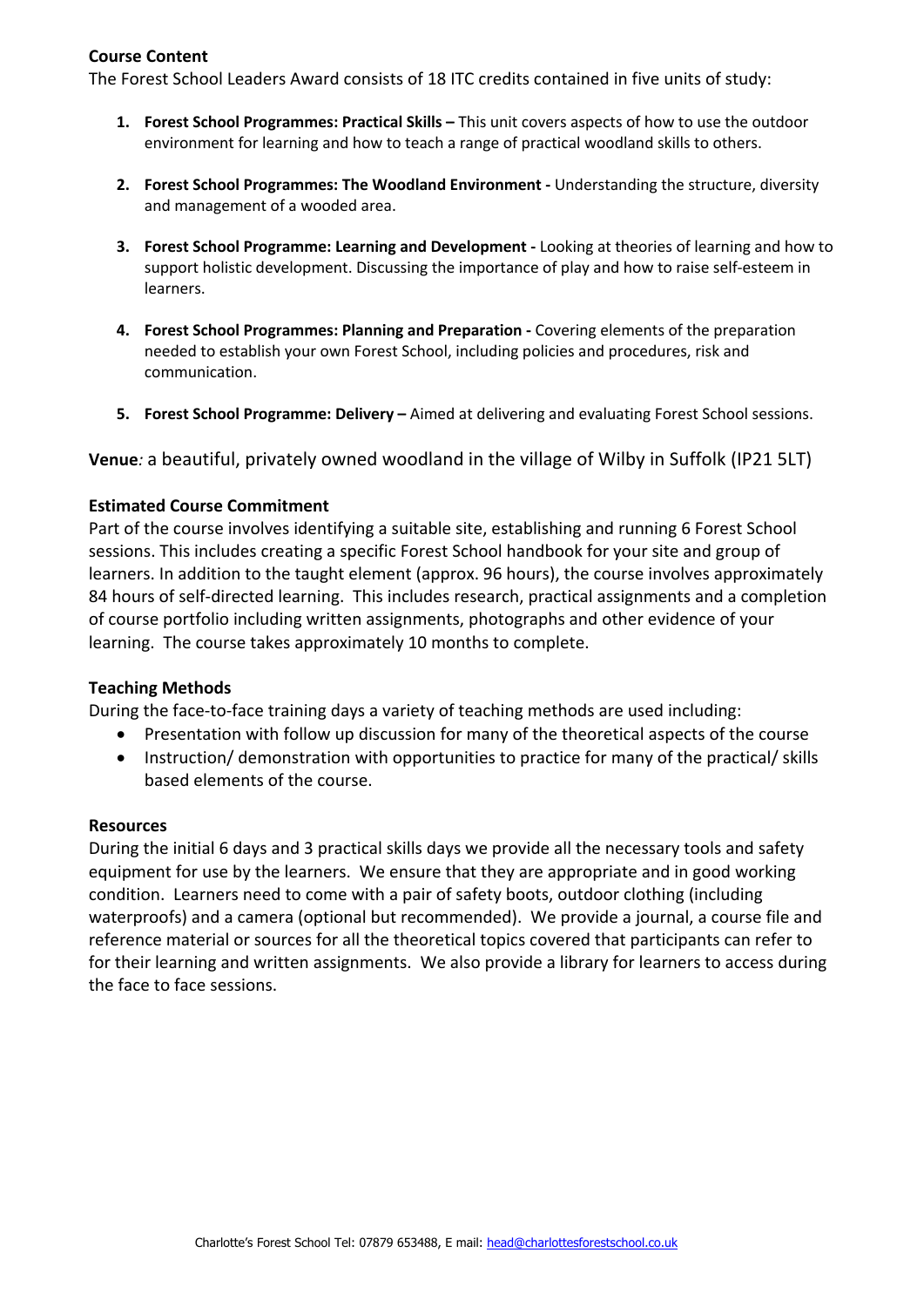**Course Content**

The Forest School Leaders Award consists of 18 ITC credits contained in five units of study:

1. **Forest School Programmes: Practical Skills –** This unit covers aspects of how to use the outdoor environment for learning and how to teach a range of practical woodland skills to others.

2. **Forest School Programmes: The Woodland Environment -** Understanding the structure, diversity and management of a wooded area.

3. **Forest School Programme: Learning and Development -** Looking at theories of learning and how to support holistic development. Discussing the importance of play and how to raise self-esteem in learners.

4. **Forest School Programmes: Planning and Preparation -** Covering elements of the preparation needed to establish your own Forest School, including policies and procedures, risk and communication.

5. **Forest School Programme: Delivery –** Aimed at delivering and evaluating Forest School sessions.

**Venue***:* a beautiful, privately owned woodland in the village of Wilby in Suffolk (IP21 5LT)

**Estimated Course Commitment**

Part of the course involves identifying a suitable site, establishing and running 6 Forest School sessions. This includes creating a specific Forest School handbook for your site and group of learners. In addition to the taught element (approx. 96 hours), the course involves approximately 84 hours of self-directed learning. This includes research, practical assignments and a completion of course portfolio including written assignments, photographs and other evidence of your learning. The course takes approximately 10 months to complete.

**Teaching Methods**

During the face-to-face training days a variety of teaching methods are used including:

- Presentation with follow up discussion for many of the theoretical aspects of the course
- Instruction/ demonstration with opportunities to practice for many of the practical/ skills based elements of the course.

**Resources**

During the initial 6 days and 3 practical skills days we provide all the necessary tools and safety equipment for use by the learners. We ensure that they are appropriate and in good working condition. Learners need to come with a pair of safety boots, outdoor clothing (including waterproofs) and a camera (optional but recommended). We provide a journal, a course file and reference material or sources for all the theoretical topics covered that participants can refer to for their learning and written assignments. We also provide a library for learners to access during the face to face sessions.

Charlotte's Forest School Tel: 07879 653488, E mail: head@charlottesforestschool.co.uk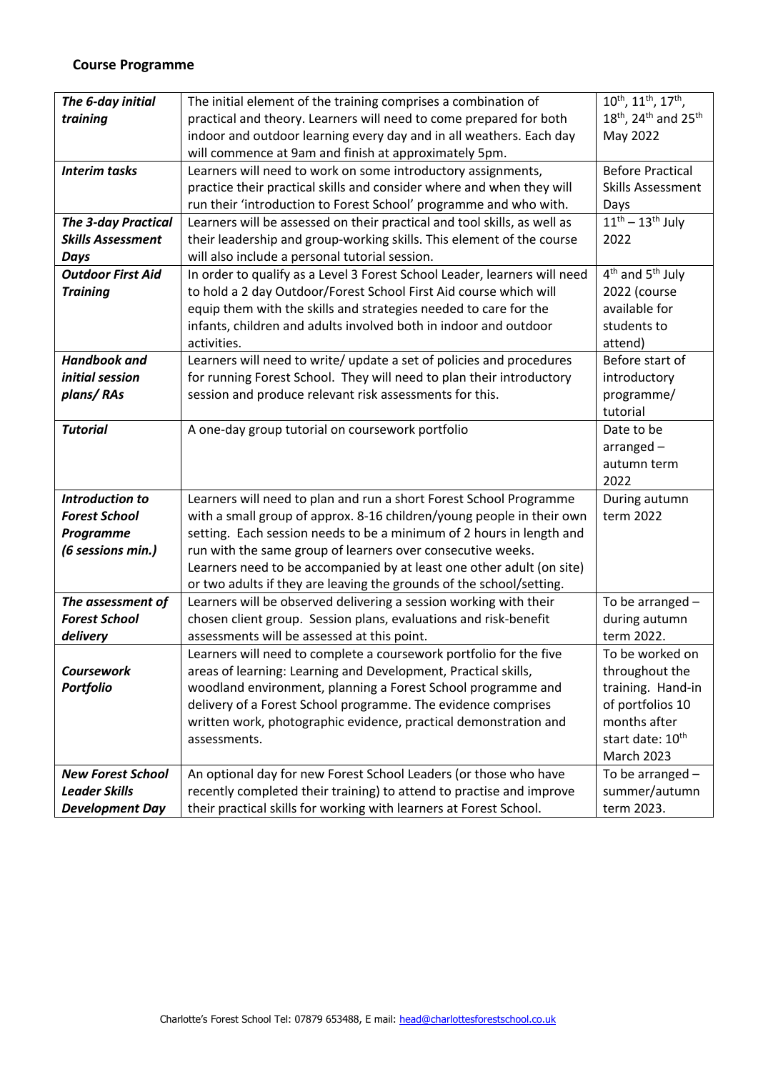## Course Programme

| | | |
|---|---|---|
| ***The 6-day initial training*** | The initial element of the training comprises a combination of practical and theory. Learners will need to come prepared for both indoor and outdoor learning every day and in all weathers. Each day will commence at 9am and finish at approximately 5pm. | 10th, 11th, 17th, 18th, 24th and 25th May 2022 |
| ***Interim tasks*** | Learners will need to work on some introductory assignments, practice their practical skills and consider where and when they will run their 'introduction to Forest School' programme and who with. | Before Practical Skills Assessment Days |
| ***The 3-day Practical Skills Assessment Days*** | Learners will be assessed on their practical and tool skills, as well as their leadership and group-working skills. This element of the course will also include a personal tutorial session. | 11th – 13th July 2022 |
| ***Outdoor First Aid Training*** | In order to qualify as a Level 3 Forest School Leader, learners will need to hold a 2 day Outdoor/Forest School First Aid course which will equip them with the skills and strategies needed to care for the infants, children and adults involved both in indoor and outdoor activities. | 4th and 5th July 2022 (course available for students to attend) |
| ***Handbook and initial session plans/ RAs*** | Learners will need to write/ update a set of policies and procedures for running Forest School. They will need to plan their introductory session and produce relevant risk assessments for this. | Before start of introductory programme/ tutorial |
| ***Tutorial*** | A one-day group tutorial on coursework portfolio | Date to be arranged – autumn term 2022 |
| ***Introduction to Forest School Programme (6 sessions min.)*** | Learners will need to plan and run a short Forest School Programme with a small group of approx. 8-16 children/young people in their own setting. Each session needs to be a minimum of 2 hours in length and run with the same group of learners over consecutive weeks. Learners need to be accompanied by at least one other adult (on site) or two adults if they are leaving the grounds of the school/setting. | During autumn term 2022 |
| ***The assessment of Forest School delivery*** | Learners will be observed delivering a session working with their chosen client group. Session plans, evaluations and risk-benefit assessments will be assessed at this point. | To be arranged – during autumn term 2022. |
| ***Coursework Portfolio*** | Learners will need to complete a coursework portfolio for the five areas of learning: Learning and Development, Practical skills, woodland environment, planning a Forest School programme and delivery of a Forest School programme. The evidence comprises written work, photographic evidence, practical demonstration and assessments. | To be worked on throughout the training. Hand-in of portfolios 10 months after start date: 10th March 2023 |
| ***New Forest School Leader Skills Development Day*** | An optional day for new Forest School Leaders (or those who have recently completed their training) to attend to practise and improve their practical skills for working with learners at Forest School. | To be arranged – summer/autumn term 2023. |

Charlotte's Forest School Tel: 07879 653488, E mail: head@charlottesforestschool.co.uk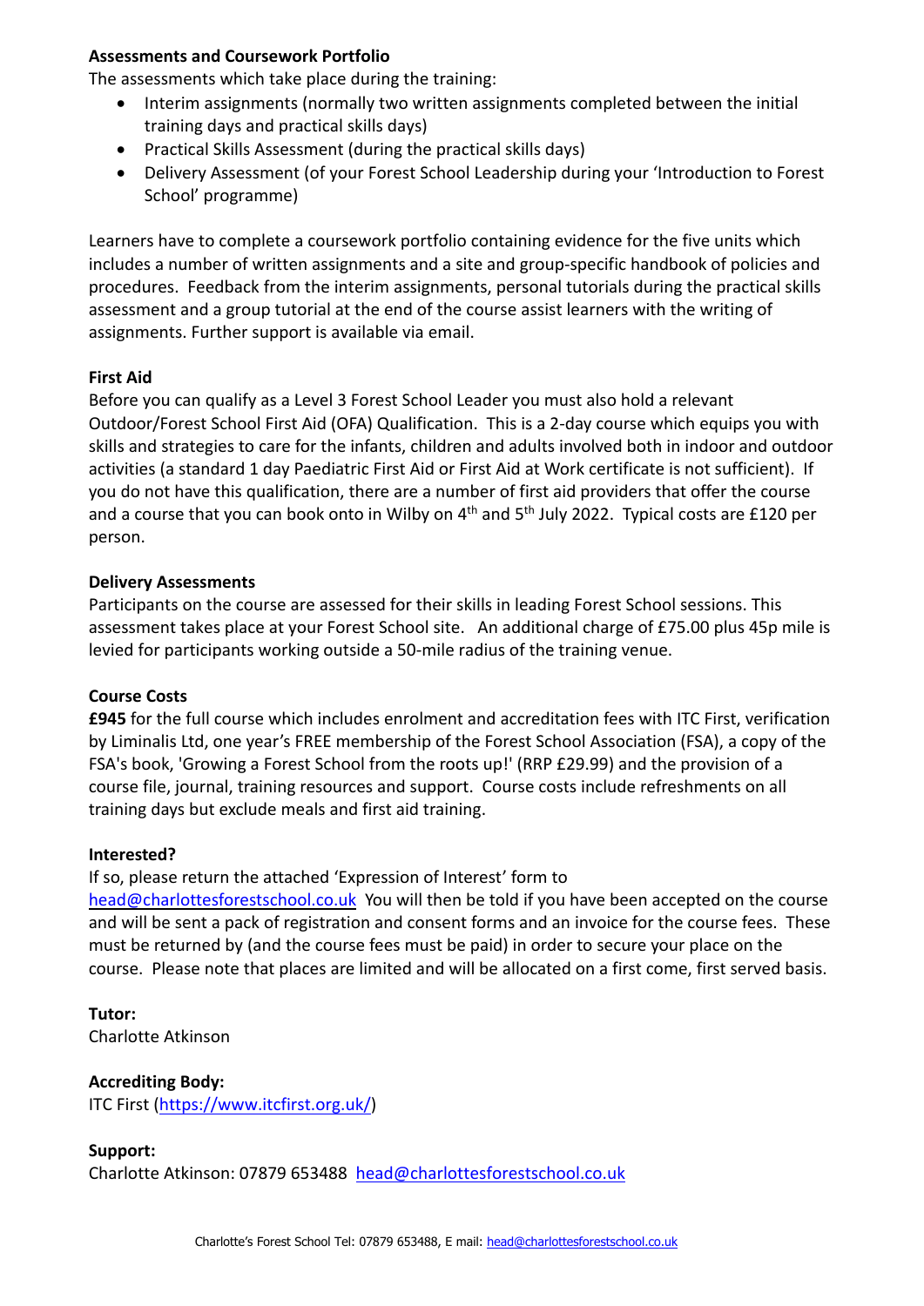**Assessments and Coursework Portfolio**

The assessments which take place during the training:

- Interim assignments (normally two written assignments completed between the initial training days and practical skills days)
- Practical Skills Assessment (during the practical skills days)
- Delivery Assessment (of your Forest School Leadership during your 'Introduction to Forest School' programme)

Learners have to complete a coursework portfolio containing evidence for the five units which includes a number of written assignments and a site and group-specific handbook of policies and procedures. Feedback from the interim assignments, personal tutorials during the practical skills assessment and a group tutorial at the end of the course assist learners with the writing of assignments. Further support is available via email.

**First Aid**

Before you can qualify as a Level 3 Forest School Leader you must also hold a relevant Outdoor/Forest School First Aid (OFA) Qualification. This is a 2-day course which equips you with skills and strategies to care for the infants, children and adults involved both in indoor and outdoor activities (a standard 1 day Paediatric First Aid or First Aid at Work certificate is not sufficient). If you do not have this qualification, there are a number of first aid providers that offer the course and a course that you can book onto in Wilby on 4th and 5th July 2022. Typical costs are £120 per person.

**Delivery Assessments**

Participants on the course are assessed for their skills in leading Forest School sessions. This assessment takes place at your Forest School site. An additional charge of £75.00 plus 45p mile is levied for participants working outside a 50-mile radius of the training venue.

**Course Costs**

**£945** for the full course which includes enrolment and accreditation fees with ITC First, verification by Liminalis Ltd, one year's FREE membership of the Forest School Association (FSA), a copy of the FSA's book, 'Growing a Forest School from the roots up!' (RRP £29.99) and the provision of a course file, journal, training resources and support. Course costs include refreshments on all training days but exclude meals and first aid training.

**Interested?**

If so, please return the attached 'Expression of Interest' form to head@charlottesforestschool.co.uk You will then be told if you have been accepted on the course and will be sent a pack of registration and consent forms and an invoice for the course fees. These must be returned by (and the course fees must be paid) in order to secure your place on the course. Please note that places are limited and will be allocated on a first come, first served basis.

**Tutor:**
Charlotte Atkinson

**Accrediting Body:**
ITC First (https://www.itcfirst.org.uk/)

**Support:**
Charlotte Atkinson: 07879 653488 head@charlottesforestschool.co.uk